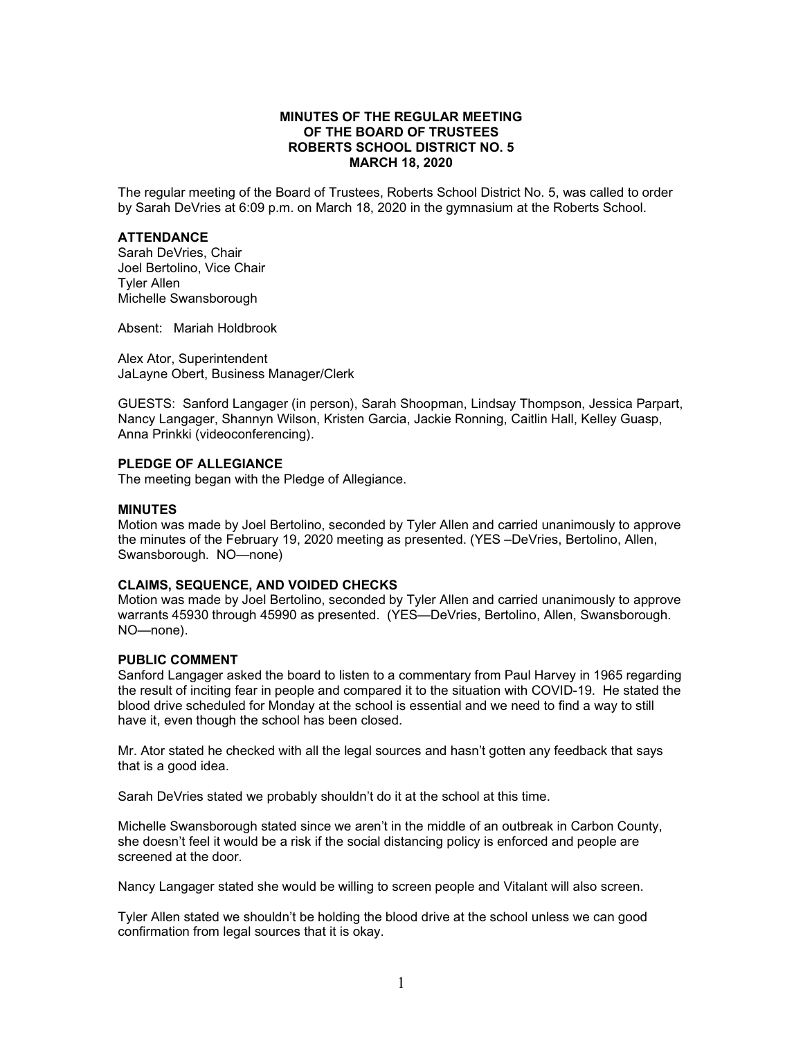# MINUTES OF THE REGULAR MEETING OF THE BOARD OF TRUSTEES ROBERTS SCHOOL DISTRICT NO. 5 MARCH 18, 2020

The regular meeting of the Board of Trustees, Roberts School District No. 5, was called to order by Sarah DeVries at 6:09 p.m. on March 18, 2020 in the gymnasium at the Roberts School.

### ATTENDANCE

Sarah DeVries, Chair
Joel Bertolino, Vice Chair
Tyler Allen
Michelle Swansborough

Absent: Mariah Holdbrook

Alex Ator, Superintendent
JaLayne Obert, Business Manager/Clerk

GUESTS: Sanford Langager (in person), Sarah Shoopman, Lindsay Thompson, Jessica Parpart, Nancy Langager, Shannyn Wilson, Kristen Garcia, Jackie Ronning, Caitlin Hall, Kelley Guasp, Anna Prinkki (videoconferencing).

### PLEDGE OF ALLEGIANCE

The meeting began with the Pledge of Allegiance.

### MINUTES

Motion was made by Joel Bertolino, seconded by Tyler Allen and carried unanimously to approve the minutes of the February 19, 2020 meeting as presented. (YES –DeVries, Bertolino, Allen, Swansborough. NO—none)

### CLAIMS, SEQUENCE, AND VOIDED CHECKS

Motion was made by Joel Bertolino, seconded by Tyler Allen and carried unanimously to approve warrants 45930 through 45990 as presented. (YES—DeVries, Bertolino, Allen, Swansborough. NO—none).

### PUBLIC COMMENT

Sanford Langager asked the board to listen to a commentary from Paul Harvey in 1965 regarding the result of inciting fear in people and compared it to the situation with COVID-19. He stated the blood drive scheduled for Monday at the school is essential and we need to find a way to still have it, even though the school has been closed.

Mr. Ator stated he checked with all the legal sources and hasn't gotten any feedback that says that is a good idea.

Sarah DeVries stated we probably shouldn't do it at the school at this time.

Michelle Swansborough stated since we aren't in the middle of an outbreak in Carbon County, she doesn't feel it would be a risk if the social distancing policy is enforced and people are screened at the door.

Nancy Langager stated she would be willing to screen people and Vitalant will also screen.

Tyler Allen stated we shouldn't be holding the blood drive at the school unless we can good confirmation from legal sources that it is okay.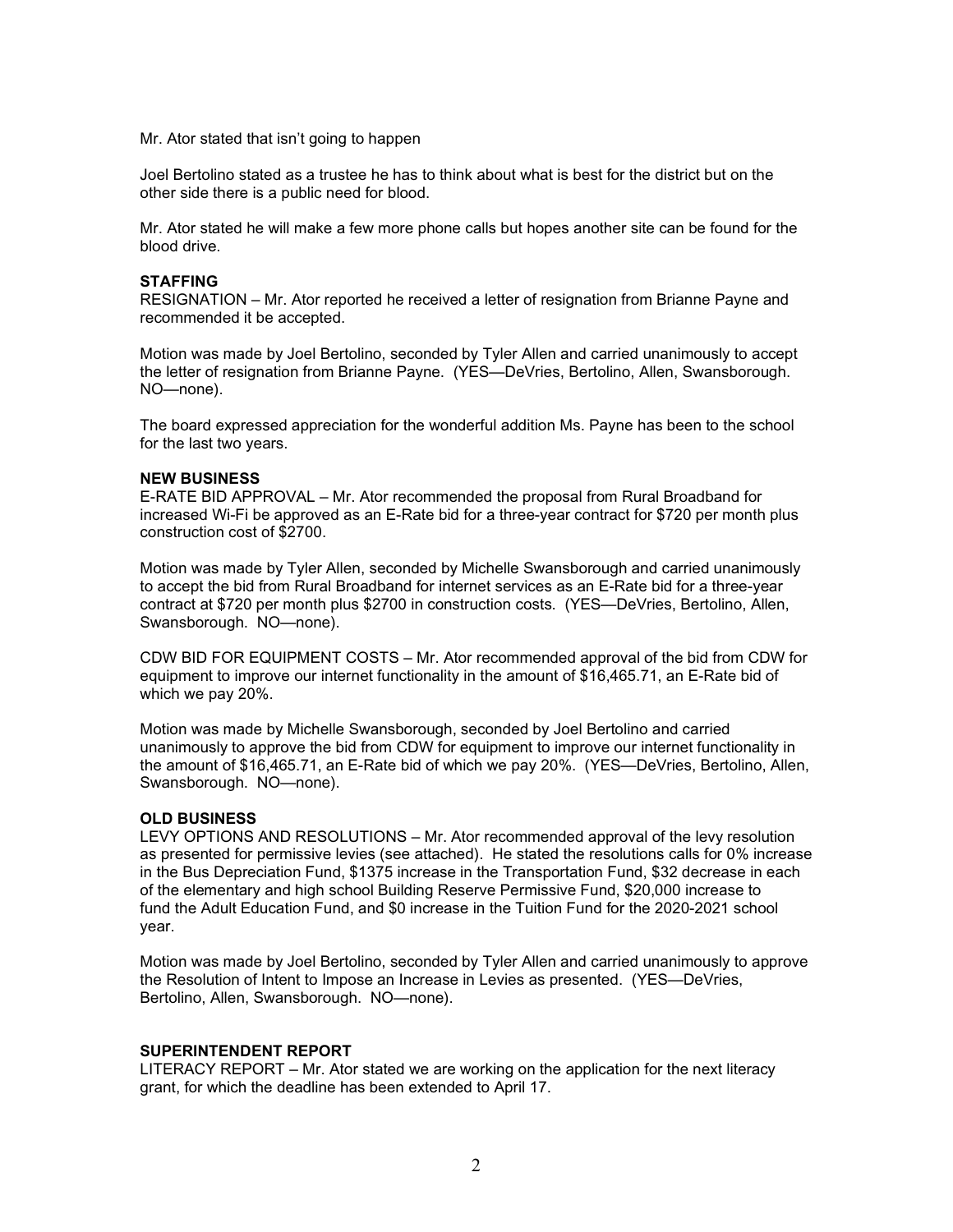Mr. Ator stated that isn't going to happen

Joel Bertolino stated as a trustee he has to think about what is best for the district but on the other side there is a public need for blood.

Mr. Ator stated he will make a few more phone calls but hopes another site can be found for the blood drive.

**STAFFING**

RESIGNATION – Mr. Ator reported he received a letter of resignation from Brianne Payne and recommended it be accepted.

Motion was made by Joel Bertolino, seconded by Tyler Allen and carried unanimously to accept the letter of resignation from Brianne Payne. (YES—DeVries, Bertolino, Allen, Swansborough. NO—none).

The board expressed appreciation for the wonderful addition Ms. Payne has been to the school for the last two years.

**NEW BUSINESS**

E-RATE BID APPROVAL – Mr. Ator recommended the proposal from Rural Broadband for increased Wi-Fi be approved as an E-Rate bid for a three-year contract for $720 per month plus construction cost of $2700.

Motion was made by Tyler Allen, seconded by Michelle Swansborough and carried unanimously to accept the bid from Rural Broadband for internet services as an E-Rate bid for a three-year contract at $720 per month plus $2700 in construction costs. (YES—DeVries, Bertolino, Allen, Swansborough. NO—none).

CDW BID FOR EQUIPMENT COSTS – Mr. Ator recommended approval of the bid from CDW for equipment to improve our internet functionality in the amount of $16,465.71, an E-Rate bid of which we pay 20%.

Motion was made by Michelle Swansborough, seconded by Joel Bertolino and carried unanimously to approve the bid from CDW for equipment to improve our internet functionality in the amount of $16,465.71, an E-Rate bid of which we pay 20%. (YES—DeVries, Bertolino, Allen, Swansborough. NO—none).

**OLD BUSINESS**

LEVY OPTIONS AND RESOLUTIONS – Mr. Ator recommended approval of the levy resolution as presented for permissive levies (see attached). He stated the resolutions calls for 0% increase in the Bus Depreciation Fund, $1375 increase in the Transportation Fund, $32 decrease in each of the elementary and high school Building Reserve Permissive Fund, $20,000 increase to fund the Adult Education Fund, and $0 increase in the Tuition Fund for the 2020-2021 school year.

Motion was made by Joel Bertolino, seconded by Tyler Allen and carried unanimously to approve the Resolution of Intent to Impose an Increase in Levies as presented. (YES—DeVries, Bertolino, Allen, Swansborough. NO—none).

**SUPERINTENDENT REPORT**

LITERACY REPORT – Mr. Ator stated we are working on the application for the next literacy grant, for which the deadline has been extended to April 17.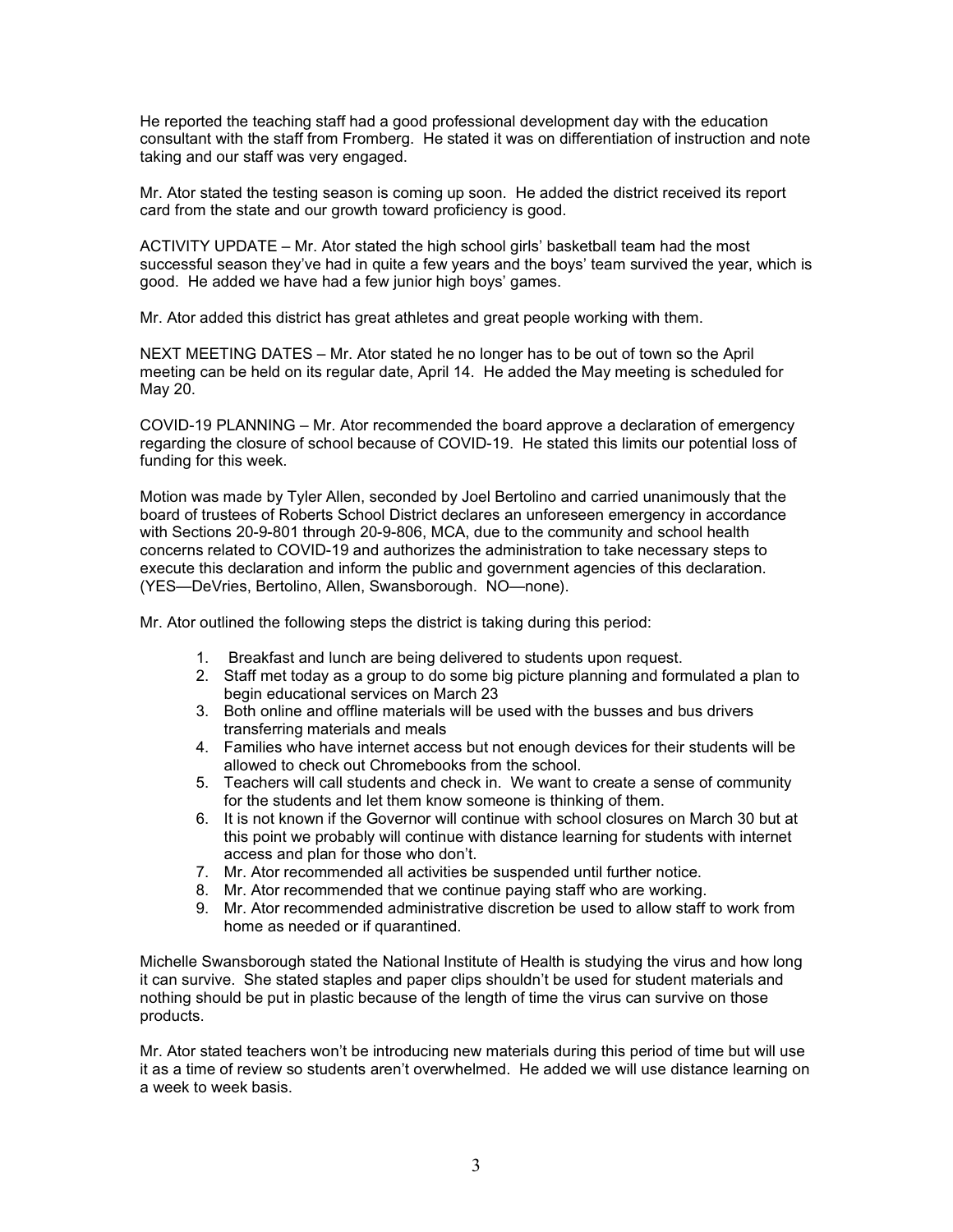He reported the teaching staff had a good professional development day with the education consultant with the staff from Fromberg. He stated it was on differentiation of instruction and note taking and our staff was very engaged.

Mr. Ator stated the testing season is coming up soon. He added the district received its report card from the state and our growth toward proficiency is good.

ACTIVITY UPDATE – Mr. Ator stated the high school girls' basketball team had the most successful season they've had in quite a few years and the boys' team survived the year, which is good. He added we have had a few junior high boys' games.

Mr. Ator added this district has great athletes and great people working with them.

NEXT MEETING DATES – Mr. Ator stated he no longer has to be out of town so the April meeting can be held on its regular date, April 14. He added the May meeting is scheduled for May 20.

COVID-19 PLANNING – Mr. Ator recommended the board approve a declaration of emergency regarding the closure of school because of COVID-19. He stated this limits our potential loss of funding for this week.

Motion was made by Tyler Allen, seconded by Joel Bertolino and carried unanimously that the board of trustees of Roberts School District declares an unforeseen emergency in accordance with Sections 20-9-801 through 20-9-806, MCA, due to the community and school health concerns related to COVID-19 and authorizes the administration to take necessary steps to execute this declaration and inform the public and government agencies of this declaration. (YES—DeVries, Bertolino, Allen, Swansborough. NO—none).

Mr. Ator outlined the following steps the district is taking during this period:

1. Breakfast and lunch are being delivered to students upon request.
2. Staff met today as a group to do some big picture planning and formulated a plan to begin educational services on March 23
3. Both online and offline materials will be used with the busses and bus drivers transferring materials and meals
4. Families who have internet access but not enough devices for their students will be allowed to check out Chromebooks from the school.
5. Teachers will call students and check in. We want to create a sense of community for the students and let them know someone is thinking of them.
6. It is not known if the Governor will continue with school closures on March 30 but at this point we probably will continue with distance learning for students with internet access and plan for those who don't.
7. Mr. Ator recommended all activities be suspended until further notice.
8. Mr. Ator recommended that we continue paying staff who are working.
9. Mr. Ator recommended administrative discretion be used to allow staff to work from home as needed or if quarantined.

Michelle Swansborough stated the National Institute of Health is studying the virus and how long it can survive. She stated staples and paper clips shouldn't be used for student materials and nothing should be put in plastic because of the length of time the virus can survive on those products.

Mr. Ator stated teachers won't be introducing new materials during this period of time but will use it as a time of review so students aren't overwhelmed. He added we will use distance learning on a week to week basis.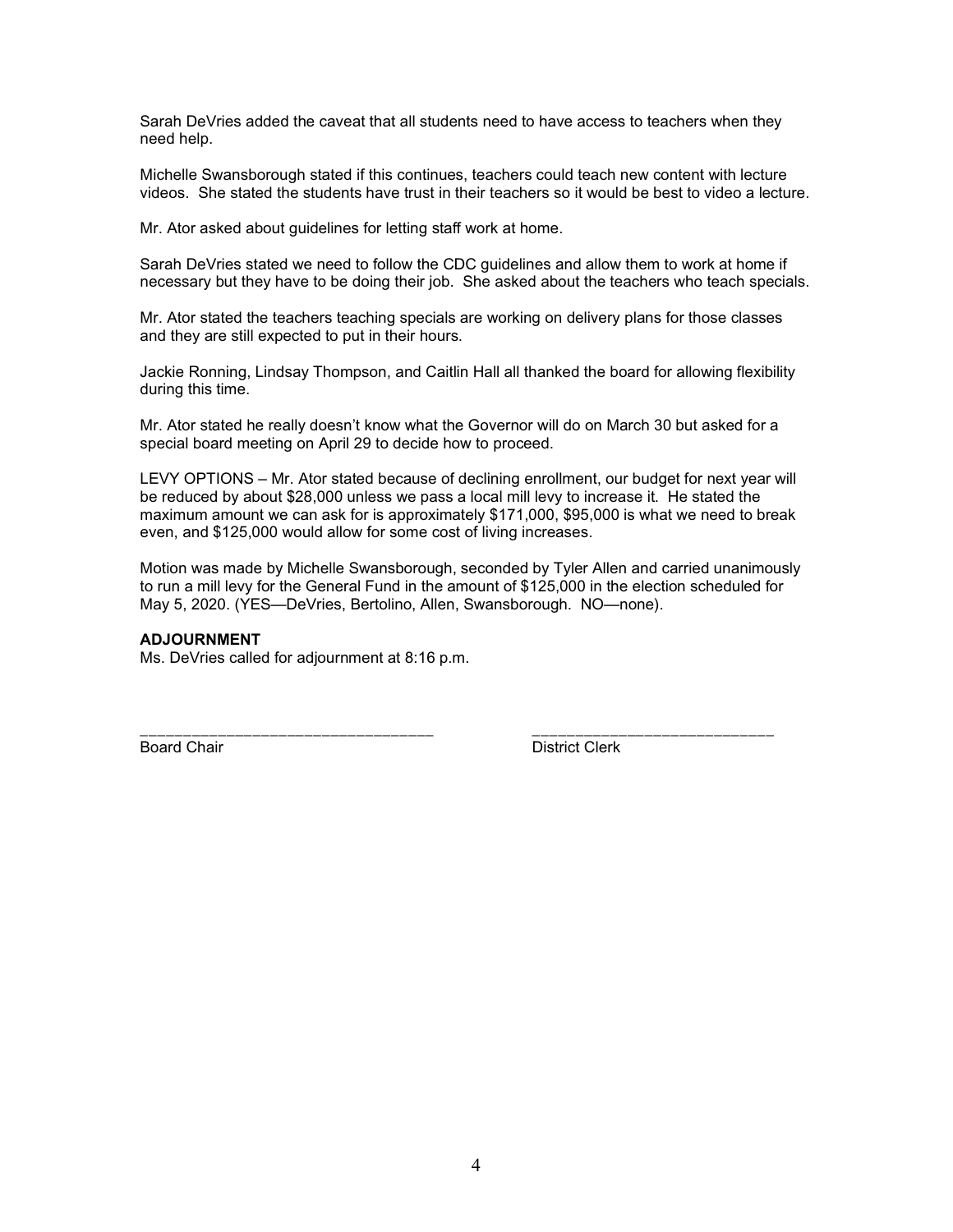Sarah DeVries added the caveat that all students need to have access to teachers when they need help.

Michelle Swansborough stated if this continues, teachers could teach new content with lecture videos. She stated the students have trust in their teachers so it would be best to video a lecture.

Mr. Ator asked about guidelines for letting staff work at home.

Sarah DeVries stated we need to follow the CDC guidelines and allow them to work at home if necessary but they have to be doing their job. She asked about the teachers who teach specials.

Mr. Ator stated the teachers teaching specials are working on delivery plans for those classes and they are still expected to put in their hours.

Jackie Ronning, Lindsay Thompson, and Caitlin Hall all thanked the board for allowing flexibility during this time.

Mr. Ator stated he really doesn't know what the Governor will do on March 30 but asked for a special board meeting on April 29 to decide how to proceed.

LEVY OPTIONS – Mr. Ator stated because of declining enrollment, our budget for next year will be reduced by about $28,000 unless we pass a local mill levy to increase it. He stated the maximum amount we can ask for is approximately $171,000, $95,000 is what we need to break even, and $125,000 would allow for some cost of living increases.

Motion was made by Michelle Swansborough, seconded by Tyler Allen and carried unanimously to run a mill levy for the General Fund in the amount of $125,000 in the election scheduled for May 5, 2020. (YES—DeVries, Bertolino, Allen, Swansborough. NO—none).

**ADJOURNMENT**

Ms. DeVries called for adjournment at 8:16 p.m.

_________________________________ _____________________________

Board Chair District Clerk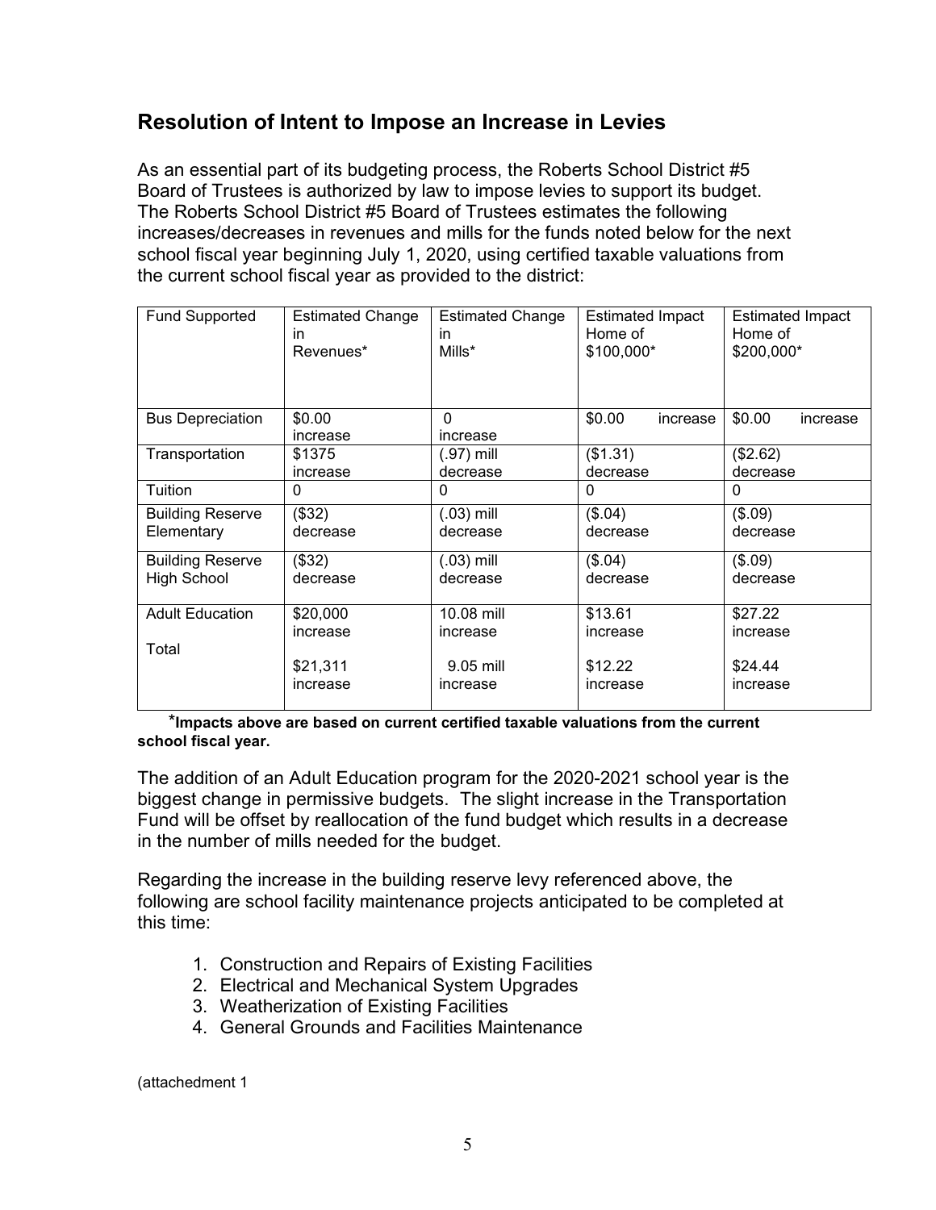## Resolution of Intent to Impose an Increase in Levies

As an essential part of its budgeting process, the Roberts School District #5 Board of Trustees is authorized by law to impose levies to support its budget. The Roberts School District #5 Board of Trustees estimates the following increases/decreases in revenues and mills for the funds noted below for the next school fiscal year beginning July 1, 2020, using certified taxable valuations from the current school fiscal year as provided to the district:

| Fund Supported | Estimated Change in Revenues* | Estimated Change in Mills* | Estimated Impact Home of $100,000* | Estimated Impact Home of $200,000* |
|---|---|---|---|---|
| Bus Depreciation | $0.00 increase | 0 increase | $0.00 increase | $0.00 increase |
| Transportation | $1375 increase | (.97) mill decrease | ($1.31) decrease | ($2.62) decrease |
| Tuition | 0 | 0 | 0 | 0 |
| Building Reserve Elementary | ($32) decrease | (.03) mill decrease | ($.04) decrease | ($.09) decrease |
| Building Reserve High School | ($32) decrease | (.03) mill decrease | ($.04) decrease | ($.09) decrease |
| Adult Education | $20,000 increase | 10.08 mill increase | $13.61 increase | $27.22 increase |
| Total | $21,311 increase | 9.05 mill increase | $12.22 increase | $24.44 increase |

***Impacts above are based on current certified taxable valuations from the current school fiscal year.**

The addition of an Adult Education program for the 2020-2021 school year is the biggest change in permissive budgets. The slight increase in the Transportation Fund will be offset by reallocation of the fund budget which results in a decrease in the number of mills needed for the budget.

Regarding the increase in the building reserve levy referenced above, the following are school facility maintenance projects anticipated to be completed at this time:

1. Construction and Repairs of Existing Facilities
2. Electrical and Mechanical System Upgrades
3. Weatherization of Existing Facilities
4. General Grounds and Facilities Maintenance

(attachedment 1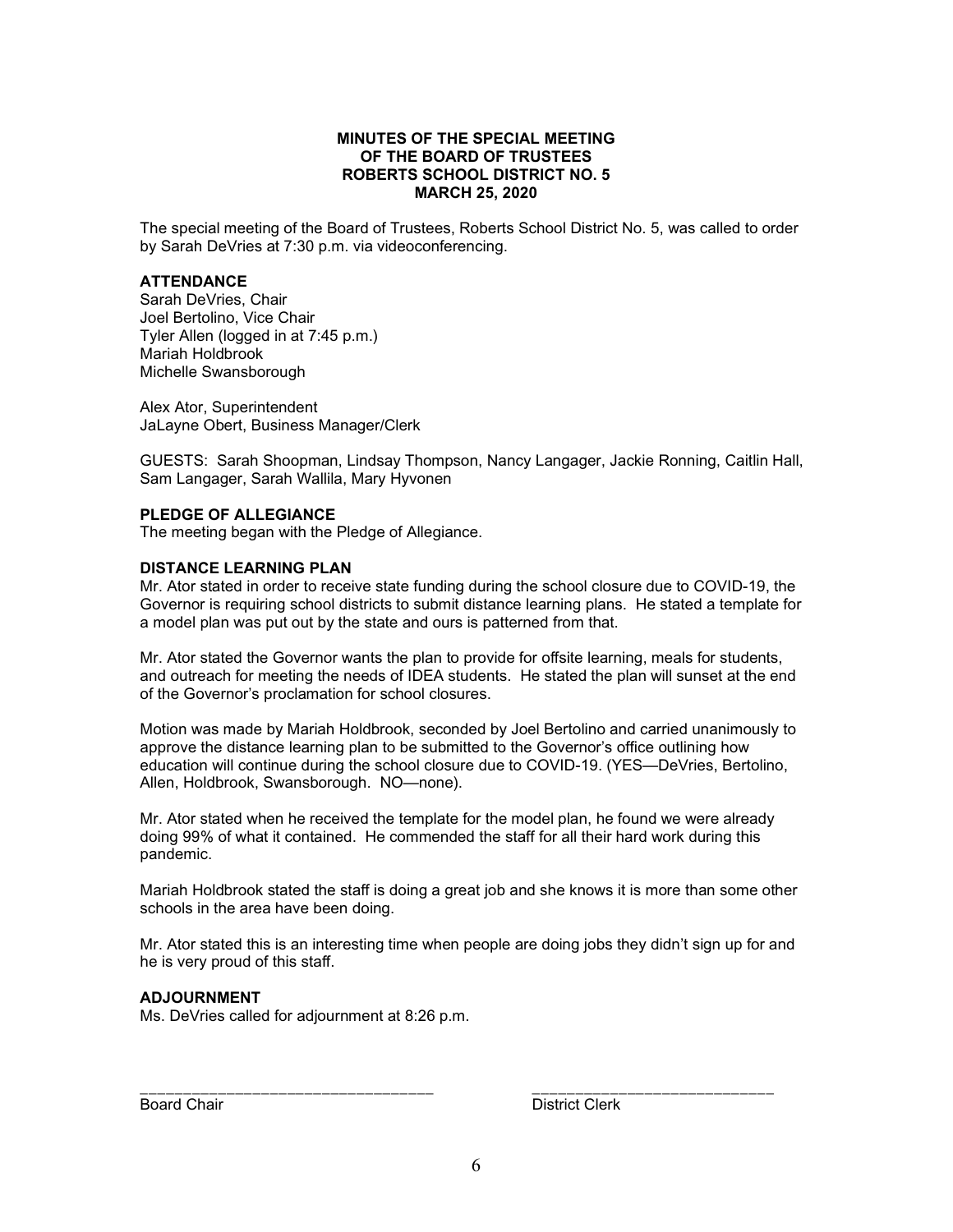**MINUTES OF THE SPECIAL MEETING**
**OF THE BOARD OF TRUSTEES**
**ROBERTS SCHOOL DISTRICT NO. 5**
**MARCH 25, 2020**

The special meeting of the Board of Trustees, Roberts School District No. 5, was called to order by Sarah DeVries at 7:30 p.m. via videoconferencing.

**ATTENDANCE**

Sarah DeVries, Chair
Joel Bertolino, Vice Chair
Tyler Allen (logged in at 7:45 p.m.)
Mariah Holdbrook
Michelle Swansborough

Alex Ator, Superintendent
JaLayne Obert, Business Manager/Clerk

GUESTS: Sarah Shoopman, Lindsay Thompson, Nancy Langager, Jackie Ronning, Caitlin Hall, Sam Langager, Sarah Wallila, Mary Hyvonen

**PLEDGE OF ALLEGIANCE**

The meeting began with the Pledge of Allegiance.

**DISTANCE LEARNING PLAN**

Mr. Ator stated in order to receive state funding during the school closure due to COVID-19, the Governor is requiring school districts to submit distance learning plans. He stated a template for a model plan was put out by the state and ours is patterned from that.

Mr. Ator stated the Governor wants the plan to provide for offsite learning, meals for students, and outreach for meeting the needs of IDEA students. He stated the plan will sunset at the end of the Governor's proclamation for school closures.

Motion was made by Mariah Holdbrook, seconded by Joel Bertolino and carried unanimously to approve the distance learning plan to be submitted to the Governor's office outlining how education will continue during the school closure due to COVID-19. (YES—DeVries, Bertolino, Allen, Holdbrook, Swansborough. NO—none).

Mr. Ator stated when he received the template for the model plan, he found we were already doing 99% of what it contained. He commended the staff for all their hard work during this pandemic.

Mariah Holdbrook stated the staff is doing a great job and she knows it is more than some other schools in the area have been doing.

Mr. Ator stated this is an interesting time when people are doing jobs they didn't sign up for and he is very proud of this staff.

**ADJOURNMENT**

Ms. DeVries called for adjournment at 8:26 p.m.

\_\_\_\_\_\_\_\_\_\_\_\_\_\_\_\_\_\_\_\_\_\_\_\_\_\_\_\_\_\_\_\_
Board Chair

\_\_\_\_\_\_\_\_\_\_\_\_\_\_\_\_\_\_\_\_\_\_\_\_\_\_\_\_\_\_\_\_
District Clerk